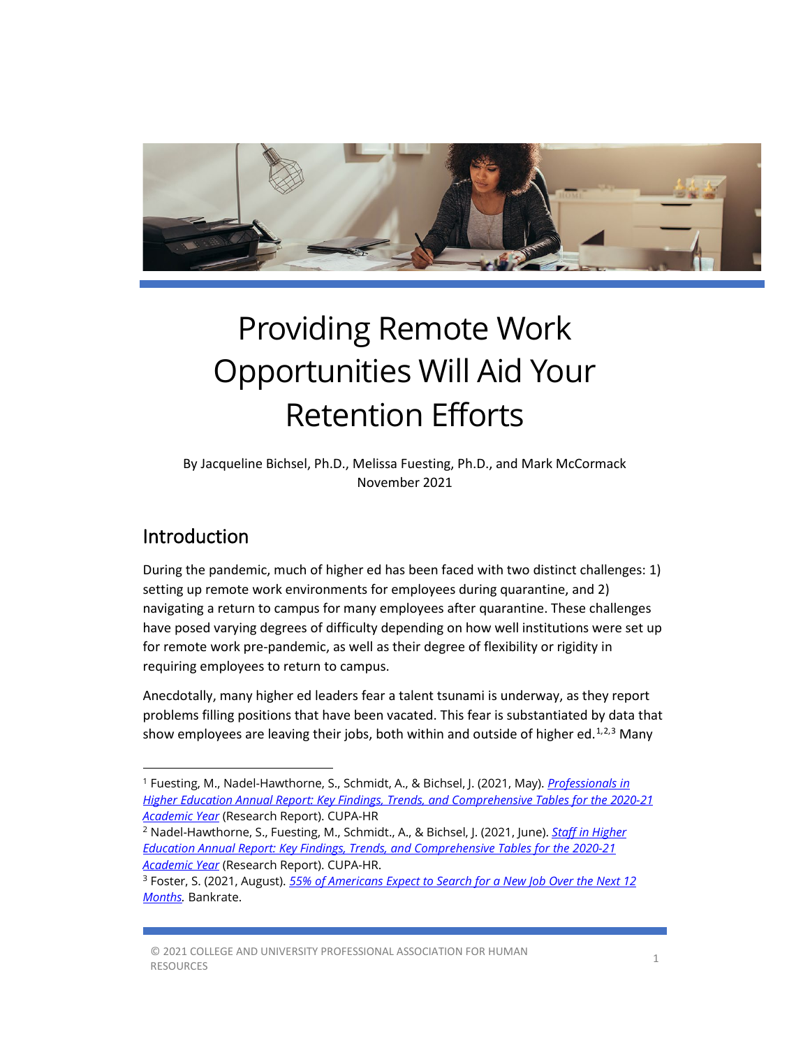# Providing Remote Work Opportunities Will Aid Your Retention Efforts

By Jacqueline Bichsel, Ph.D., Melissa Fuesting, Ph.D., and Mark McCormack
November 2021

## Introduction

During the pandemic, much of higher ed has been faced with two distinct challenges: 1) setting up remote work environments for employees during quarantine, and 2) navigating a return to campus for many employees after quarantine. These challenges have posed varying degrees of difficulty depending on how well institutions were set up for remote work pre-pandemic, as well as their degree of flexibility or rigidity in requiring employees to return to campus.

Anecdotally, many higher ed leaders fear a talent tsunami is underway, as they report problems filling positions that have been vacated. This fear is substantiated by data that show employees are leaving their jobs, both within and outside of higher ed.[1,2,3] Many

---

[1] Fuesting, M., Nadel-Hawthorne, S., Schmidt, A., & Bichsel, J. (2021, May). *Professionals in Higher Education Annual Report: Key Findings, Trends, and Comprehensive Tables for the 2020-21 Academic Year* (Research Report). CUPA-HR

[2] Nadel-Hawthorne, S., Fuesting, M., Schmidt., A., & Bichsel, J. (2021, June). *Staff in Higher Education Annual Report: Key Findings, Trends, and Comprehensive Tables for the 2020-21 Academic Year* (Research Report). CUPA-HR.

[3] Foster, S. (2021, August). *55% of Americans Expect to Search for a New Job Over the Next 12 Months.* Bankrate.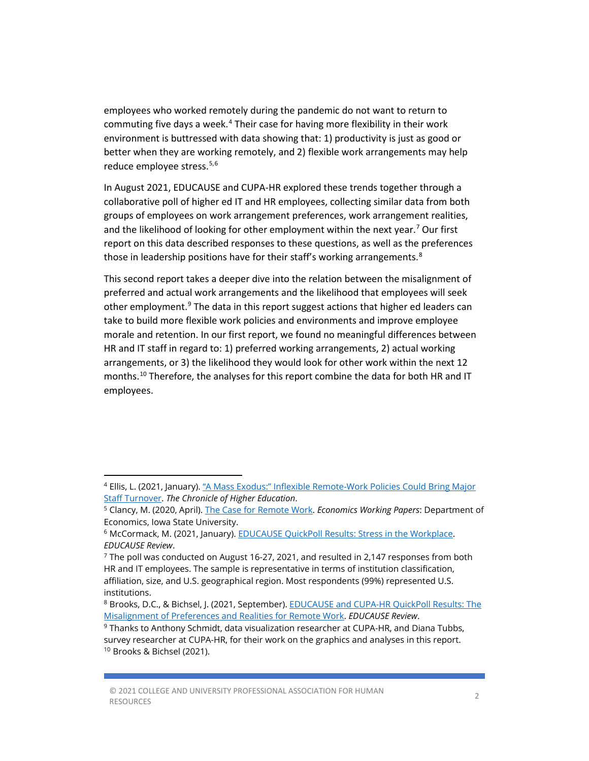employees who worked remotely during the pandemic do not want to return to commuting five days a week.[4] Their case for having more flexibility in their work environment is buttressed with data showing that: 1) productivity is just as good or better when they are working remotely, and 2) flexible work arrangements may help reduce employee stress.[5,6]

In August 2021, EDUCAUSE and CUPA-HR explored these trends together through a collaborative poll of higher ed IT and HR employees, collecting similar data from both groups of employees on work arrangement preferences, work arrangement realities, and the likelihood of looking for other employment within the next year.[7] Our first report on this data described responses to these questions, as well as the preferences those in leadership positions have for their staff's working arrangements.[8]

This second report takes a deeper dive into the relation between the misalignment of preferred and actual work arrangements and the likelihood that employees will seek other employment.[9] The data in this report suggest actions that higher ed leaders can take to build more flexible work policies and environments and improve employee morale and retention. In our first report, we found no meaningful differences between HR and IT staff in regard to: 1) preferred working arrangements, 2) actual working arrangements, or 3) the likelihood they would look for other work within the next 12 months.[10] Therefore, the analyses for this report combine the data for both HR and IT employees.

---

[4] Ellis, L. (2021, January). "A Mass Exodus:" Inflexible Remote-Work Policies Could Bring Major Staff Turnover. *The Chronicle of Higher Education*.

[5] Clancy, M. (2020, April). The Case for Remote Work. *Economics Working Papers*: Department of Economics, Iowa State University.

[6] McCormack, M. (2021, January). EDUCAUSE QuickPoll Results: Stress in the Workplace. *EDUCAUSE Review*.

[7] The poll was conducted on August 16-27, 2021, and resulted in 2,147 responses from both HR and IT employees. The sample is representative in terms of institution classification, affiliation, size, and U.S. geographical region. Most respondents (99%) represented U.S. institutions.

[8] Brooks, D.C., & Bichsel, J. (2021, September). EDUCAUSE and CUPA-HR QuickPoll Results: The Misalignment of Preferences and Realities for Remote Work. *EDUCAUSE Review*.

[9] Thanks to Anthony Schmidt, data visualization researcher at CUPA-HR, and Diana Tubbs, survey researcher at CUPA-HR, for their work on the graphics and analyses in this report.

[10] Brooks & Bichsel (2021).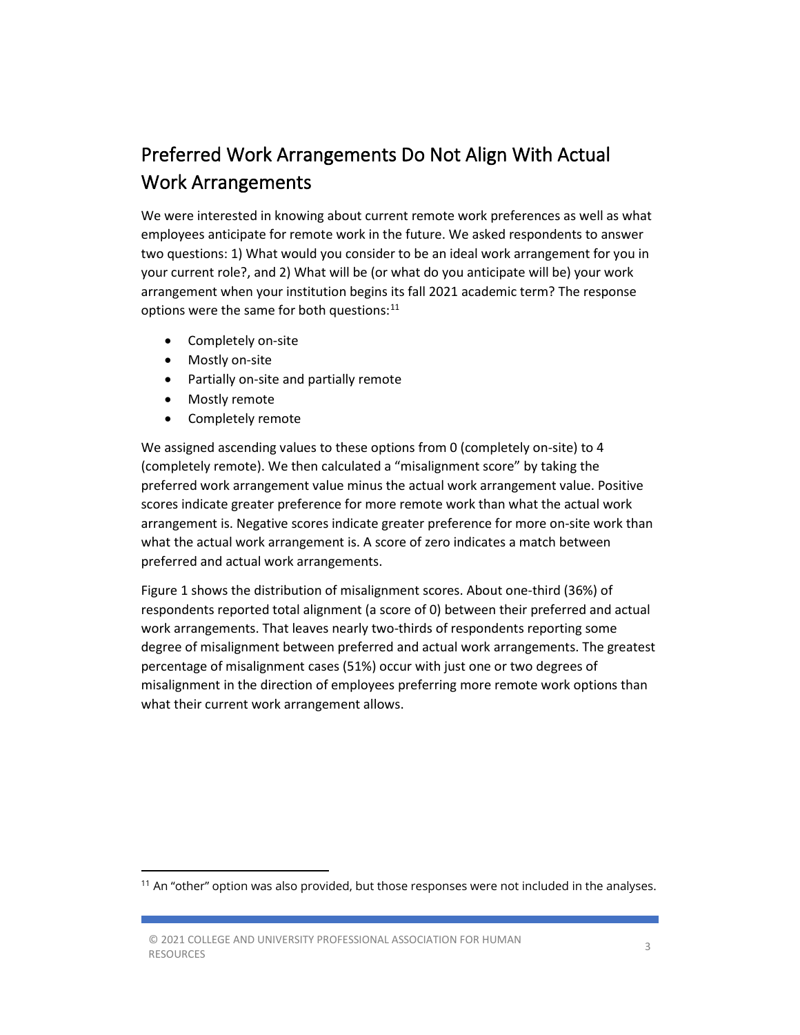## Preferred Work Arrangements Do Not Align With Actual Work Arrangements

We were interested in knowing about current remote work preferences as well as what employees anticipate for remote work in the future. We asked respondents to answer two questions: 1) What would you consider to be an ideal work arrangement for you in your current role?, and 2) What will be (or what do you anticipate will be) your work arrangement when your institution begins its fall 2021 academic term? The response options were the same for both questions:[11]

- Completely on-site
- Mostly on-site
- Partially on-site and partially remote
- Mostly remote
- Completely remote

We assigned ascending values to these options from 0 (completely on-site) to 4 (completely remote). We then calculated a "misalignment score" by taking the preferred work arrangement value minus the actual work arrangement value. Positive scores indicate greater preference for more remote work than what the actual work arrangement is. Negative scores indicate greater preference for more on-site work than what the actual work arrangement is. A score of zero indicates a match between preferred and actual work arrangements.

Figure 1 shows the distribution of misalignment scores. About one-third (36%) of respondents reported total alignment (a score of 0) between their preferred and actual work arrangements. That leaves nearly two-thirds of respondents reporting some degree of misalignment between preferred and actual work arrangements. The greatest percentage of misalignment cases (51%) occur with just one or two degrees of misalignment in the direction of employees preferring more remote work options than what their current work arrangement allows.

[11] An "other" option was also provided, but those responses were not included in the analyses.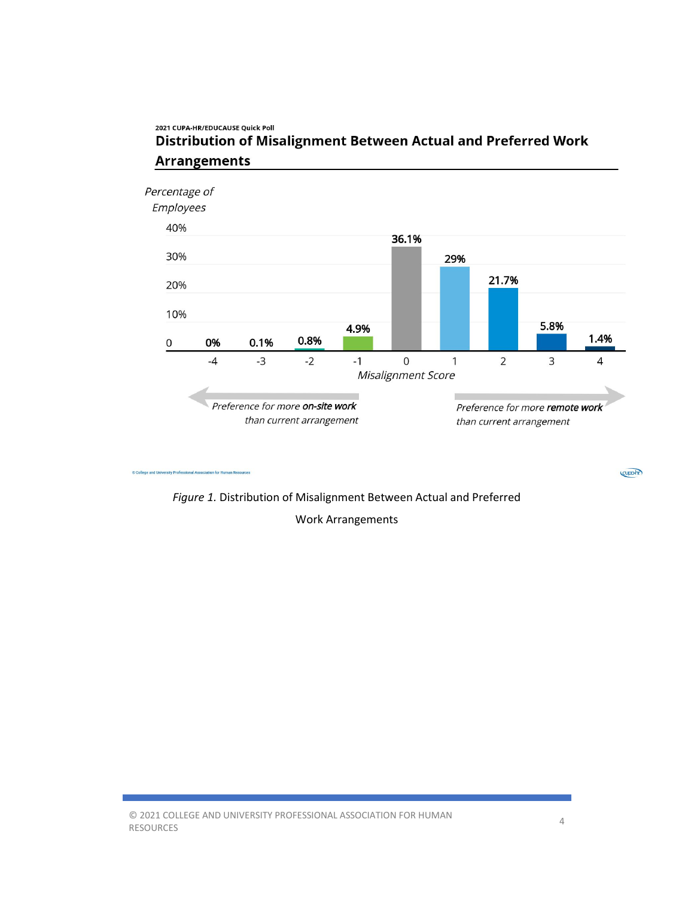2021 CUPA-HR/EDUCAUSE Quick Poll

**Distribution of Misalignment Between Actual and Preferred Work Arrangements**

*Percentage of Employees*

| Misalignment Score | -4 | -3 | -2 | -1 | 0 | 1 | 2 | 3 | 4 |
|---|---|---|---|---|---|---|---|---|---|
| Percentage of Employees | 0% | 0.1% | 0.8% | 4.9% | 36.1% | 29% | 21.7% | 5.8% | 1.4% |

*Misalignment Score*

← *Preference for more* ***on-site work*** *than current arrangement*

*Preference for more* ***remote work*** *than current arrangement* →

© College and University Professional Association for Human Resources

*Figure 1.* Distribution of Misalignment Between Actual and Preferred Work Arrangements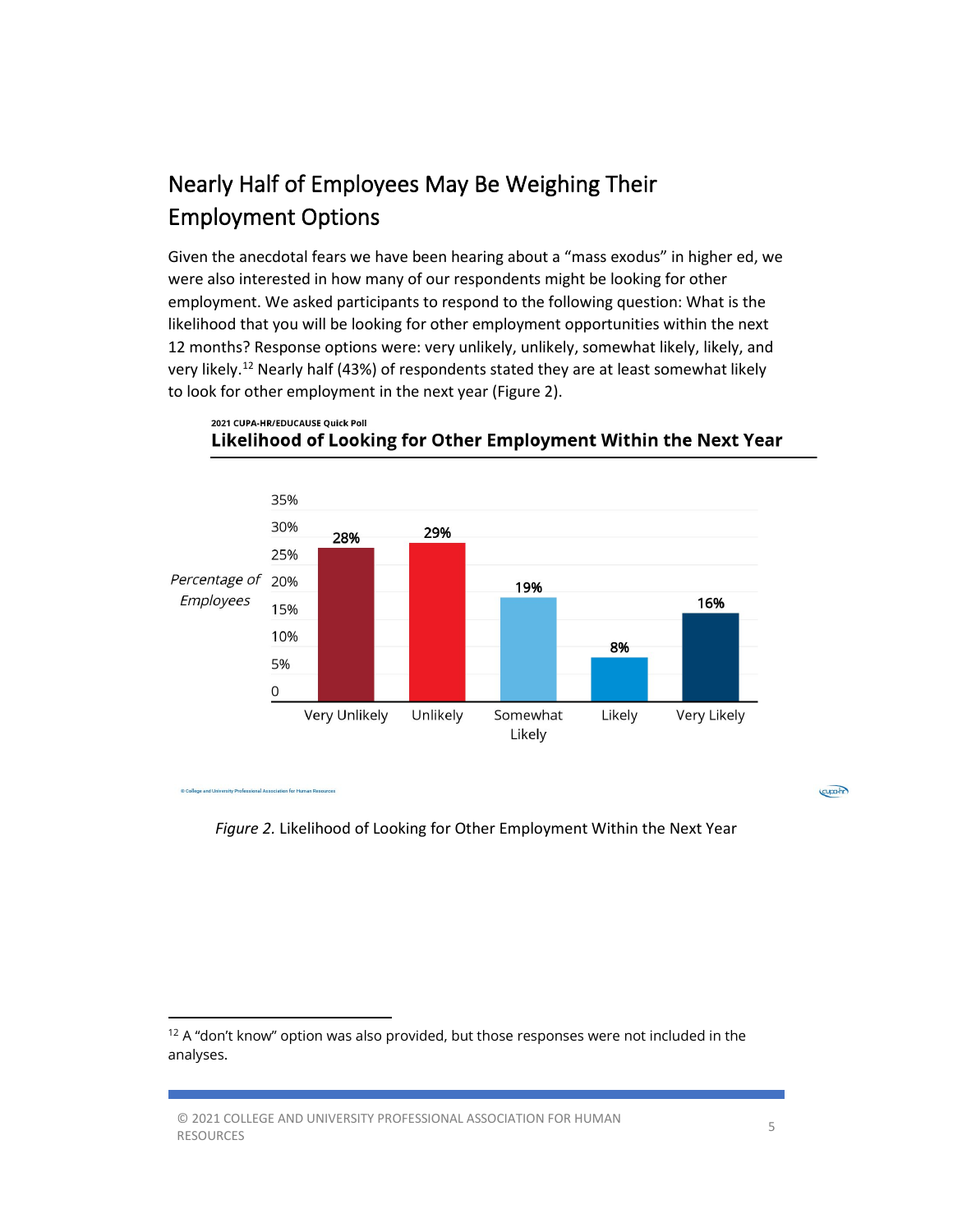## Nearly Half of Employees May Be Weighing Their Employment Options

Given the anecdotal fears we have been hearing about a "mass exodus" in higher ed, we were also interested in how many of our respondents might be looking for other employment. We asked participants to respond to the following question: What is the likelihood that you will be looking for other employment opportunities within the next 12 months? Response options were: very unlikely, unlikely, somewhat likely, likely, and very likely.[12] Nearly half (43%) of respondents stated they are at least somewhat likely to look for other employment in the next year (Figure 2).

2021 CUPA-HR/EDUCAUSE Quick Poll

**Likelihood of Looking for Other Employment Within the Next Year**

| Response | Percentage of Employees |
|---|---|
| Very Unlikely | 28% |
| Unlikely | 29% |
| Somewhat Likely | 19% |
| Likely | 8% |
| Very Likely | 16% |

© College and University Professional Association for Human Resources

*Figure 2.* Likelihood of Looking for Other Employment Within the Next Year

---

[12] A "don't know" option was also provided, but those responses were not included in the analyses.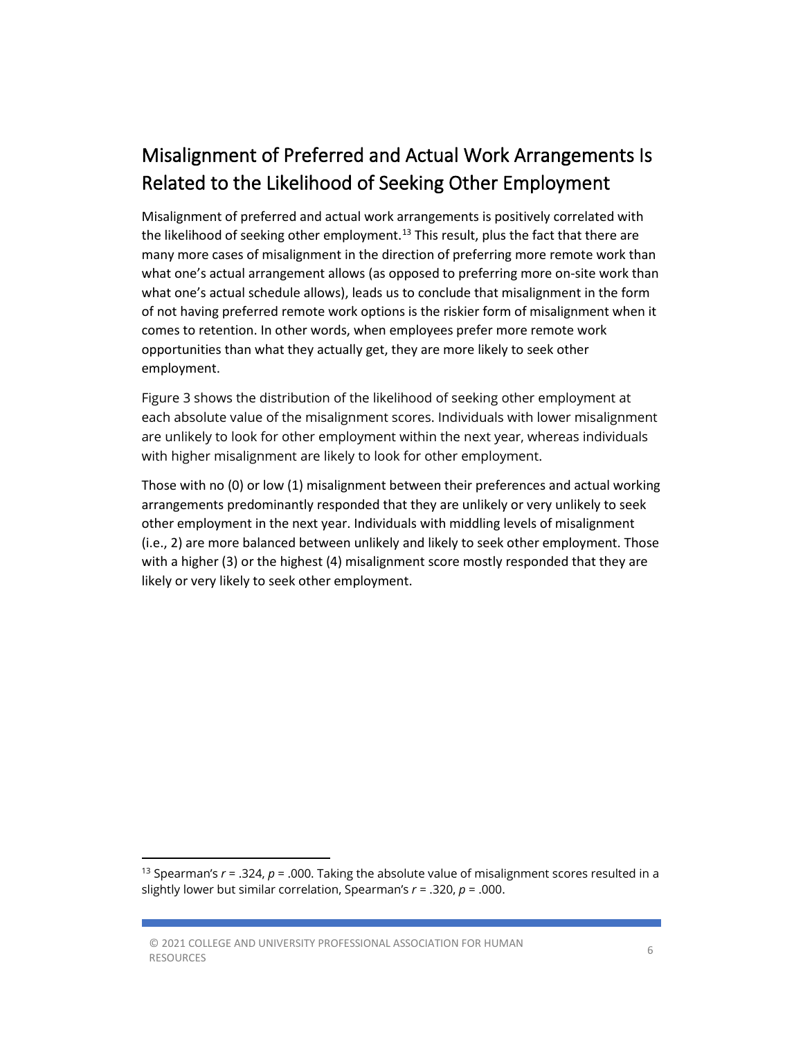## Misalignment of Preferred and Actual Work Arrangements Is Related to the Likelihood of Seeking Other Employment

Misalignment of preferred and actual work arrangements is positively correlated with the likelihood of seeking other employment.[13] This result, plus the fact that there are many more cases of misalignment in the direction of preferring more remote work than what one's actual arrangement allows (as opposed to preferring more on-site work than what one's actual schedule allows), leads us to conclude that misalignment in the form of not having preferred remote work options is the riskier form of misalignment when it comes to retention. In other words, when employees prefer more remote work opportunities than what they actually get, they are more likely to seek other employment.

Figure 3 shows the distribution of the likelihood of seeking other employment at each absolute value of the misalignment scores. Individuals with lower misalignment are unlikely to look for other employment within the next year, whereas individuals with higher misalignment are likely to look for other employment.

Those with no (0) or low (1) misalignment between their preferences and actual working arrangements predominantly responded that they are unlikely or very unlikely to seek other employment in the next year. Individuals with middling levels of misalignment (i.e., 2) are more balanced between unlikely and likely to seek other employment. Those with a higher (3) or the highest (4) misalignment score mostly responded that they are likely or very likely to seek other employment.

---

[13] Spearman's $r = .324$, $p = .000$. Taking the absolute value of misalignment scores resulted in a slightly lower but similar correlation, Spearman's $r = .320$, $p = .000$.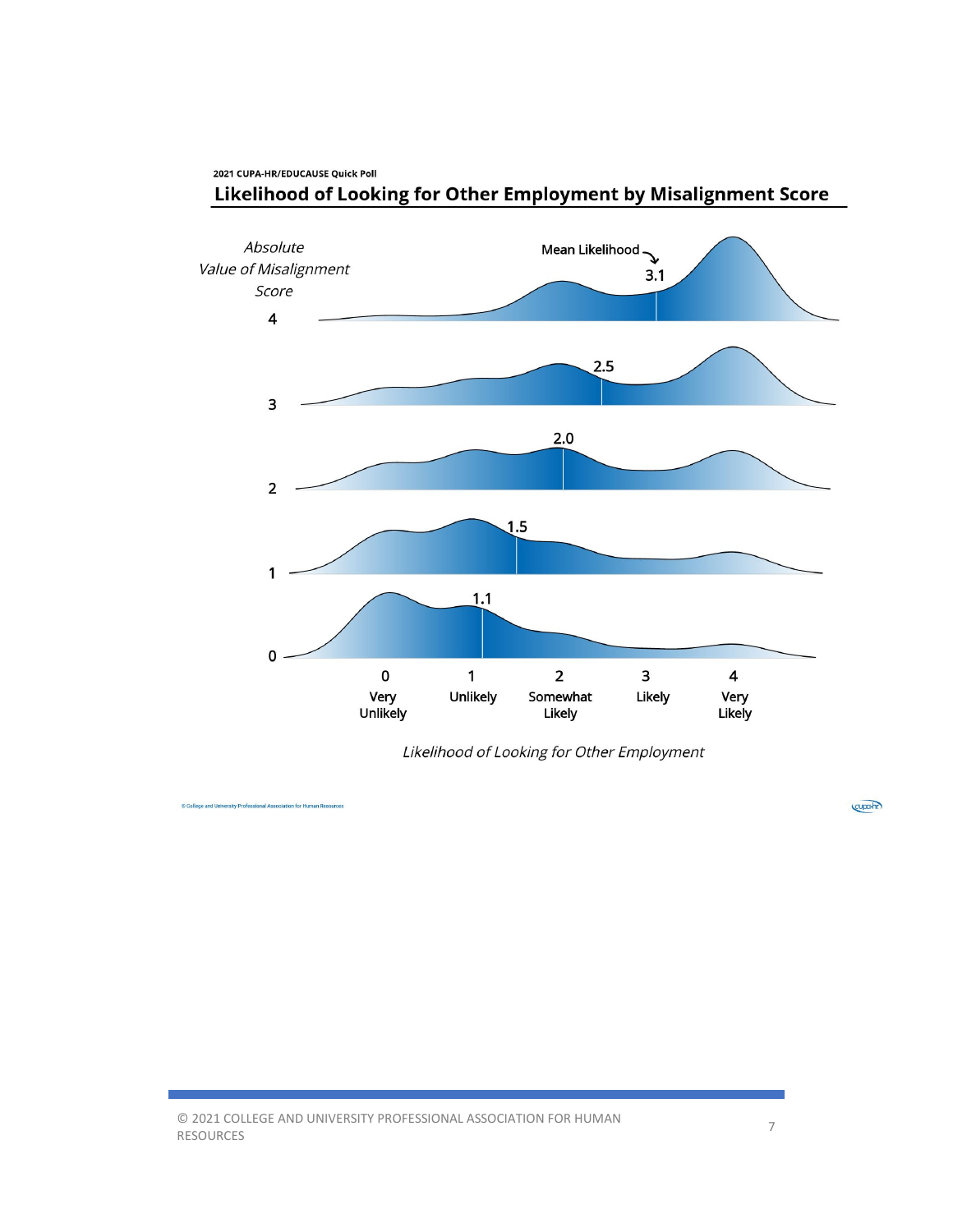2021 CUPA-HR/EDUCAUSE Quick Poll

## Likelihood of Looking for Other Employment by Misalignment Score

*Absolute Value of Misalignment Score*

| Absolute Value of Misalignment Score | Mean Likelihood |
|---|---|
| 4 | 3.1 |
| 3 | 2.5 |
| 2 | 2.0 |
| 1 | 1.5 |
| 0 | 1.1 |

0 Very Unlikely · 1 Unlikely · 2 Somewhat Likely · 3 Likely · 4 Very Likely

*Likelihood of Looking for Other Employment*

© College and University Professional Association for Human Resources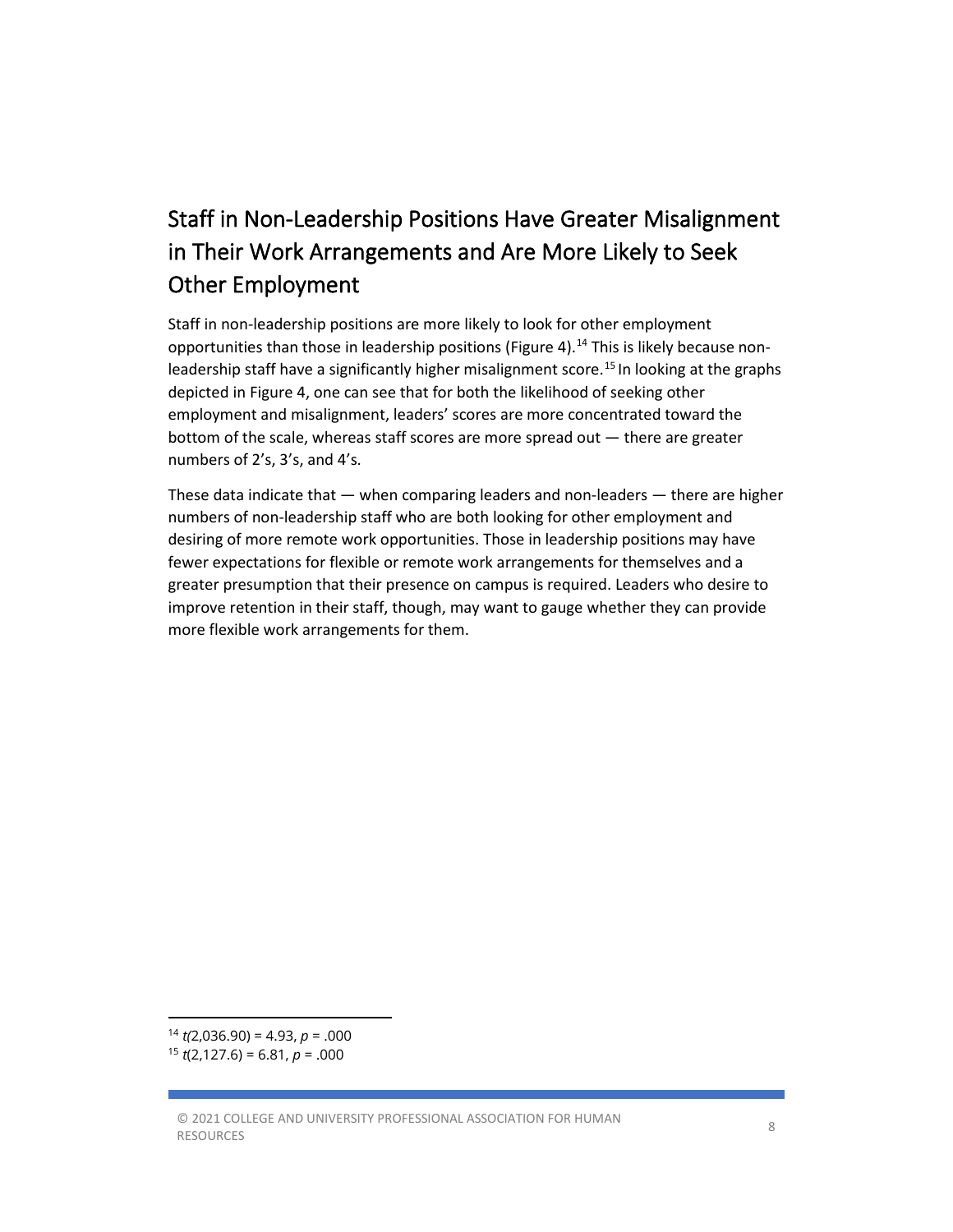## Staff in Non-Leadership Positions Have Greater Misalignment in Their Work Arrangements and Are More Likely to Seek Other Employment

Staff in non-leadership positions are more likely to look for other employment opportunities than those in leadership positions (Figure 4).[14] This is likely because non-leadership staff have a significantly higher misalignment score.[15] In looking at the graphs depicted in Figure 4, one can see that for both the likelihood of seeking other employment and misalignment, leaders' scores are more concentrated toward the bottom of the scale, whereas staff scores are more spread out — there are greater numbers of 2's, 3's, and 4's.

These data indicate that — when comparing leaders and non-leaders — there are higher numbers of non-leadership staff who are both looking for other employment and desiring of more remote work opportunities. Those in leadership positions may have fewer expectations for flexible or remote work arrangements for themselves and a greater presumption that their presence on campus is required. Leaders who desire to improve retention in their staff, though, may want to gauge whether they can provide more flexible work arrangements for them.

---

[14] $t(2{,}036.90) = 4.93$, $p = .000$

[15] $t(2{,}127.6) = 6.81$, $p = .000$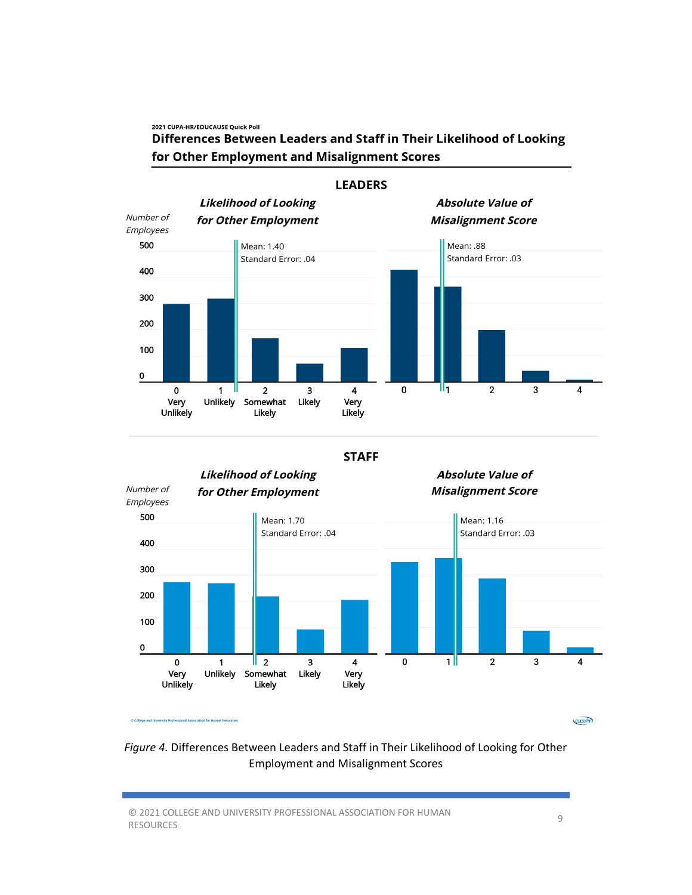2021 CUPA-HR/EDUCAUSE Quick Poll

**Differences Between Leaders and Staff in Their Likelihood of Looking for Other Employment and Misalignment Scores**

**LEADERS**

*Likelihood of Looking for Other Employment*

*Number of Employees*

Mean: 1.40
Standard Error: .04

0 Very Unlikely | 1 Unlikely | 2 Somewhat Likely | 3 Likely | 4 Very Likely

*Absolute Value of Misalignment Score*

Mean: .88
Standard Error: .03

0 | 1 | 2 | 3 | 4

**STAFF**

*Likelihood of Looking for Other Employment*

*Number of Employees*

Mean: 1.70
Standard Error: .04

0 Very Unlikely | 1 Unlikely | 2 Somewhat Likely | 3 Likely | 4 Very Likely

*Absolute Value of Misalignment Score*

Mean: 1.16
Standard Error: .03

0 | 1 | 2 | 3 | 4

© College and University Professional Association for Human Resources

*Figure 4.* Differences Between Leaders and Staff in Their Likelihood of Looking for Other Employment and Misalignment Scores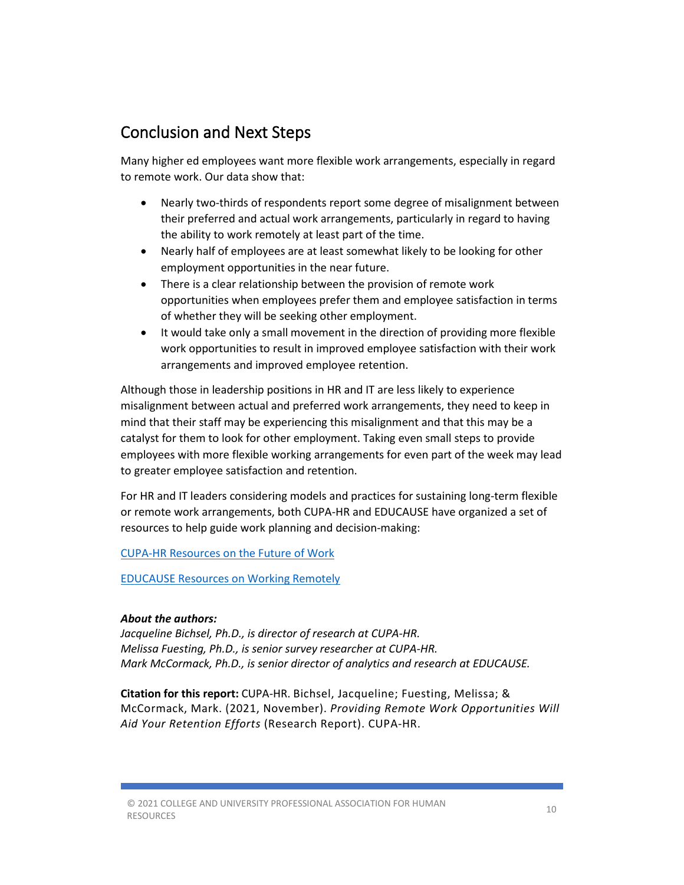## Conclusion and Next Steps

Many higher ed employees want more flexible work arrangements, especially in regard to remote work. Our data show that:

- Nearly two-thirds of respondents report some degree of misalignment between their preferred and actual work arrangements, particularly in regard to having the ability to work remotely at least part of the time.
- Nearly half of employees are at least somewhat likely to be looking for other employment opportunities in the near future.
- There is a clear relationship between the provision of remote work opportunities when employees prefer them and employee satisfaction in terms of whether they will be seeking other employment.
- It would take only a small movement in the direction of providing more flexible work opportunities to result in improved employee satisfaction with their work arrangements and improved employee retention.

Although those in leadership positions in HR and IT are less likely to experience misalignment between actual and preferred work arrangements, they need to keep in mind that their staff may be experiencing this misalignment and that this may be a catalyst for them to look for other employment. Taking even small steps to provide employees with more flexible working arrangements for even part of the week may lead to greater employee satisfaction and retention.

For HR and IT leaders considering models and practices for sustaining long-term flexible or remote work arrangements, both CUPA-HR and EDUCAUSE have organized a set of resources to help guide work planning and decision-making:

CUPA-HR Resources on the Future of Work

EDUCAUSE Resources on Working Remotely

***About the authors:***
*Jacqueline Bichsel, Ph.D., is director of research at CUPA-HR.*
*Melissa Fuesting, Ph.D., is senior survey researcher at CUPA-HR.*
*Mark McCormack, Ph.D., is senior director of analytics and research at EDUCAUSE.*

**Citation for this report:** CUPA-HR. Bichsel, Jacqueline; Fuesting, Melissa; & McCormack, Mark. (2021, November). *Providing Remote Work Opportunities Will Aid Your Retention Efforts* (Research Report). CUPA-HR.